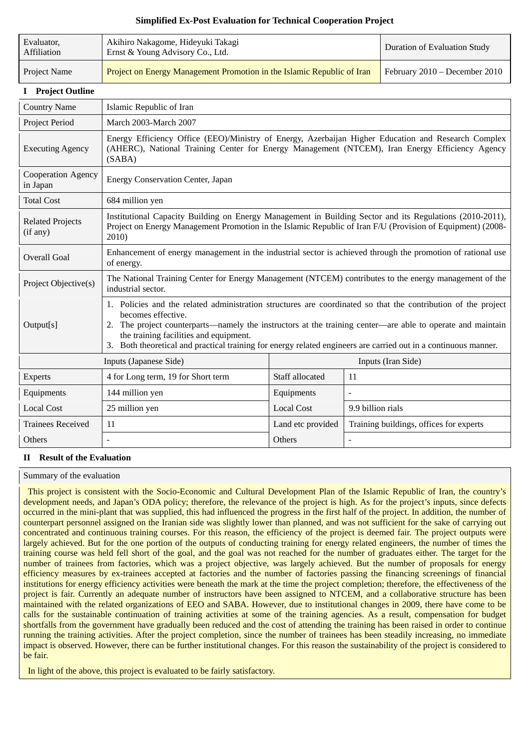# Simplified Ex-Post Evaluation for Technical Cooperation Project

| Evaluator, Affiliation | Akihiro Nakagome, Hideyuki Takagi<br>Ernst & Young Advisory Co., Ltd. | Duration of Evaluation Study |
|---|---|---|
| Project Name | Project on Energy Management Promotion in the Islamic Republic of Iran | February 2010 – December 2010 |

## I Project Outline

| | | | |
|---|---|---|---|
| Country Name | Islamic Republic of Iran | | |
| Project Period | March 2003-March 2007 | | |
| Executing Agency | Energy Efficiency Office (EEO)/Ministry of Energy, Azerbaijan Higher Education and Research Complex (AHERC), National Training Center for Energy Management (NTCEM), Iran Energy Efficiency Agency (SABA) | | |
| Cooperation Agency in Japan | Energy Conservation Center, Japan | | |
| Total Cost | 684 million yen | | |
| Related Projects (if any) | Institutional Capacity Building on Energy Management in Building Sector and its Regulations (2010-2011), Project on Energy Management Promotion in the Islamic Republic of Iran F/U (Provision of Equipment) (2008-2010) | | |
| Overall Goal | Enhancement of energy management in the industrial sector is achieved through the promotion of rational use of energy. | | |
| Project Objective(s) | The National Training Center for Energy Management (NTCEM) contributes to the energy management of the industrial sector. | | |
| Output[s] | 1. Policies and the related administration structures are coordinated so that the contribution of the project becomes effective.<br>2. The project counterparts—namely the instructors at the training center—are able to operate and maintain the training facilities and equipment.<br>3. Both theoretical and practical training for energy related engineers are carried out in a continuous manner. | | |
| Inputs (Japanese Side) | | Inputs (Iran Side) | |
| Experts | 4 for Long term, 19 for Short term | Staff allocated | 11 |
| Equipments | 144 million yen | Equipments | - |
| Local Cost | 25 million yen | Local Cost | 9.9 billion rials |
| Trainees Received | 11 | Land etc provided | Training buildings, offices for experts |
| Others | - | Others | - |

## II Result of the Evaluation

**Summary of the evaluation**

This project is consistent with the Socio-Economic and Cultural Development Plan of the Islamic Republic of Iran, the country's development needs, and Japan's ODA policy; therefore, the relevance of the project is high. As for the project's inputs, since defects occurred in the mini-plant that was supplied, this had influenced the progress in the first half of the project. In addition, the number of counterpart personnel assigned on the Iranian side was slightly lower than planned, and was not sufficient for the sake of carrying out concentrated and continuous training courses. For this reason, the efficiency of the project is deemed fair. The project outputs were largely achieved. But for the one portion of the outputs of conducting training for energy related engineers, the number of times the training course was held fell short of the goal, and the goal was not reached for the number of graduates either. The target for the number of trainees from factories, which was a project objective, was largely achieved. But the number of proposals for energy efficiency measures by ex-trainees accepted at factories and the number of factories passing the financing screenings of financial institutions for energy efficiency activities were beneath the mark at the time the project completion; therefore, the effectiveness of the project is fair. Currently an adequate number of instructors have been assigned to NTCEM, and a collaborative structure has been maintained with the related organizations of EEO and SABA. However, due to institutional changes in 2009, there have come to be calls for the sustainable continuation of training activities at some of the training agencies. As a result, compensation for budget shortfalls from the government have gradually been reduced and the cost of attending the training has been raised in order to continue running the training activities. After the project completion, since the number of trainees has been steadily increasing, no immediate impact is observed. However, there can be further institutional changes. For this reason the sustainability of the project is considered to be fair.

In light of the above, this project is evaluated to be fairly satisfactory.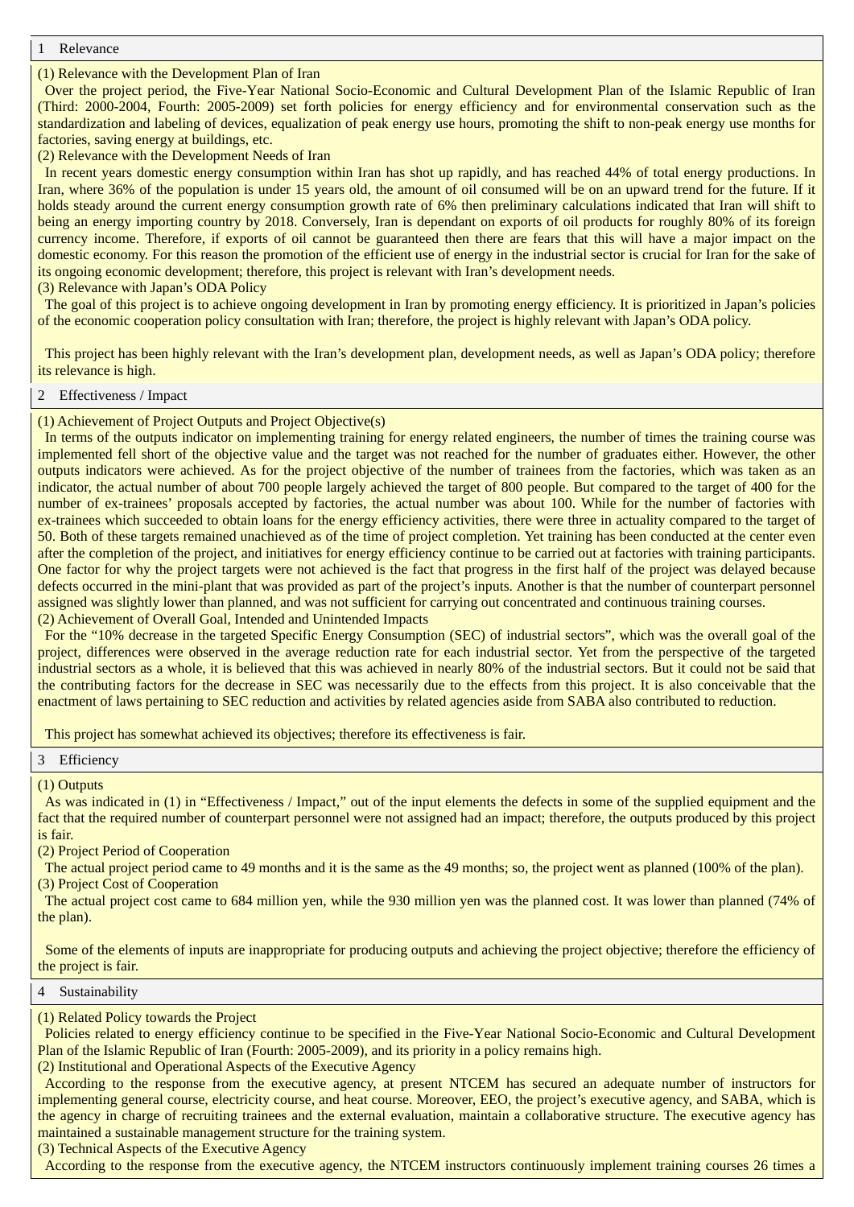## 1 Relevance

(1) Relevance with the Development Plan of Iran

Over the project period, the Five-Year National Socio-Economic and Cultural Development Plan of the Islamic Republic of Iran (Third: 2000-2004, Fourth: 2005-2009) set forth policies for energy efficiency and for environmental conservation such as the standardization and labeling of devices, equalization of peak energy use hours, promoting the shift to non-peak energy use months for factories, saving energy at buildings, etc.

(2) Relevance with the Development Needs of Iran

In recent years domestic energy consumption within Iran has shot up rapidly, and has reached 44% of total energy productions. In Iran, where 36% of the population is under 15 years old, the amount of oil consumed will be on an upward trend for the future. If it holds steady around the current energy consumption growth rate of 6% then preliminary calculations indicated that Iran will shift to being an energy importing country by 2018. Conversely, Iran is dependant on exports of oil products for roughly 80% of its foreign currency income. Therefore, if exports of oil cannot be guaranteed then there are fears that this will have a major impact on the domestic economy. For this reason the promotion of the efficient use of energy in the industrial sector is crucial for Iran for the sake of its ongoing economic development; therefore, this project is relevant with Iran's development needs.

(3) Relevance with Japan's ODA Policy

The goal of this project is to achieve ongoing development in Iran by promoting energy efficiency. It is prioritized in Japan's policies of the economic cooperation policy consultation with Iran; therefore, the project is highly relevant with Japan's ODA policy.

This project has been highly relevant with the Iran's development plan, development needs, as well as Japan's ODA policy; therefore its relevance is high.

## 2 Effectiveness / Impact

(1) Achievement of Project Outputs and Project Objective(s)

In terms of the outputs indicator on implementing training for energy related engineers, the number of times the training course was implemented fell short of the objective value and the target was not reached for the number of graduates either. However, the other outputs indicators were achieved. As for the project objective of the number of trainees from the factories, which was taken as an indicator, the actual number of about 700 people largely achieved the target of 800 people. But compared to the target of 400 for the number of ex-trainees' proposals accepted by factories, the actual number was about 100. While for the number of factories with ex-trainees which succeeded to obtain loans for the energy efficiency activities, there were three in actuality compared to the target of 50. Both of these targets remained unachieved as of the time of project completion. Yet training has been conducted at the center even after the completion of the project, and initiatives for energy efficiency continue to be carried out at factories with training participants. One factor for why the project targets were not achieved is the fact that progress in the first half of the project was delayed because defects occurred in the mini-plant that was provided as part of the project's inputs. Another is that the number of counterpart personnel assigned was slightly lower than planned, and was not sufficient for carrying out concentrated and continuous training courses.

(2) Achievement of Overall Goal, Intended and Unintended Impacts

For the "10% decrease in the targeted Specific Energy Consumption (SEC) of industrial sectors", which was the overall goal of the project, differences were observed in the average reduction rate for each industrial sector. Yet from the perspective of the targeted industrial sectors as a whole, it is believed that this was achieved in nearly 80% of the industrial sectors. But it could not be said that the contributing factors for the decrease in SEC was necessarily due to the effects from this project. It is also conceivable that the enactment of laws pertaining to SEC reduction and activities by related agencies aside from SABA also contributed to reduction.

This project has somewhat achieved its objectives; therefore its effectiveness is fair.

## 3 Efficiency

(1) Outputs

As was indicated in (1) in "Effectiveness / Impact," out of the input elements the defects in some of the supplied equipment and the fact that the required number of counterpart personnel were not assigned had an impact; therefore, the outputs produced by this project is fair.

(2) Project Period of Cooperation

The actual project period came to 49 months and it is the same as the 49 months; so, the project went as planned (100% of the plan).

(3) Project Cost of Cooperation

The actual project cost came to 684 million yen, while the 930 million yen was the planned cost. It was lower than planned (74% of the plan).

Some of the elements of inputs are inappropriate for producing outputs and achieving the project objective; therefore the efficiency of the project is fair.

## 4 Sustainability

(1) Related Policy towards the Project

Policies related to energy efficiency continue to be specified in the Five-Year National Socio-Economic and Cultural Development Plan of the Islamic Republic of Iran (Fourth: 2005-2009), and its priority in a policy remains high.

(2) Institutional and Operational Aspects of the Executive Agency

According to the response from the executive agency, at present NTCEM has secured an adequate number of instructors for implementing general course, electricity course, and heat course. Moreover, EEO, the project's executive agency, and SABA, which is the agency in charge of recruiting trainees and the external evaluation, maintain a collaborative structure. The executive agency has maintained a sustainable management structure for the training system.

(3) Technical Aspects of the Executive Agency

According to the response from the executive agency, the NTCEM instructors continuously implement training courses 26 times a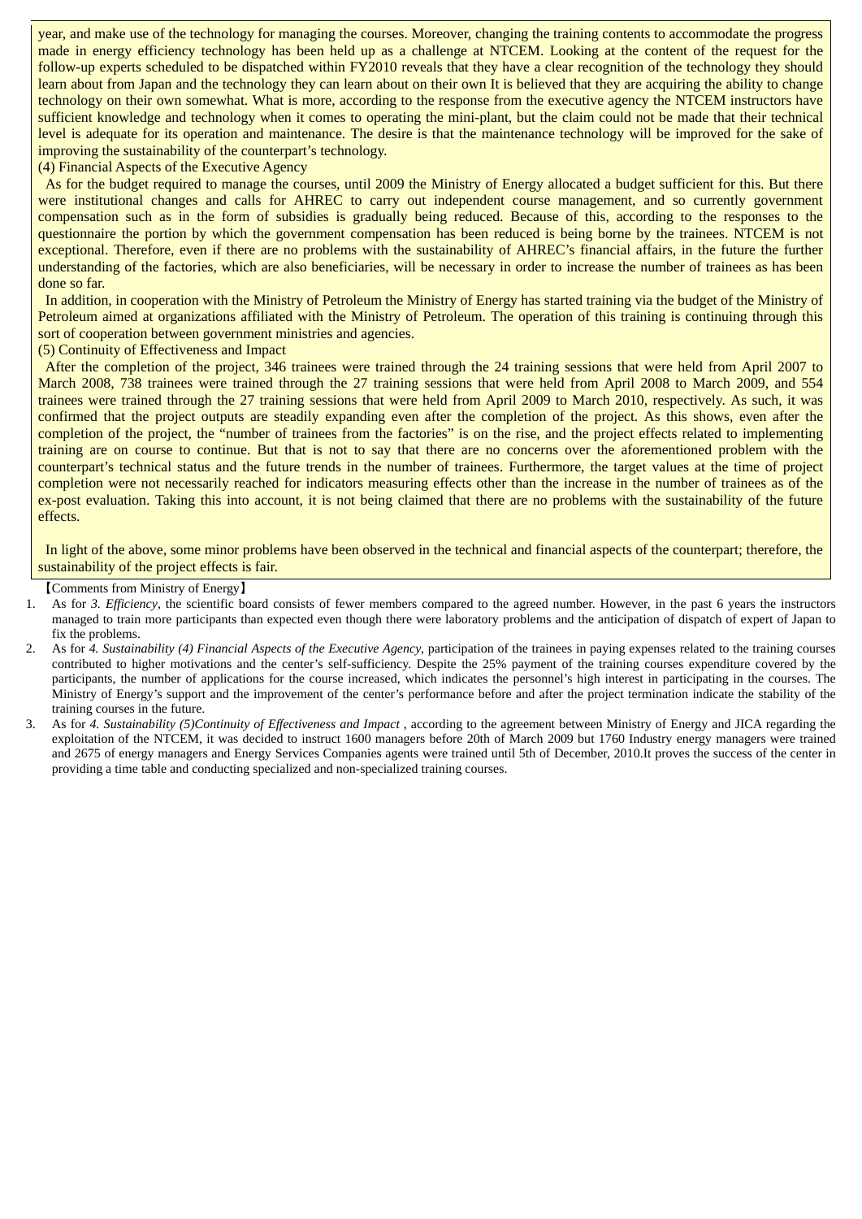year, and make use of the technology for managing the courses. Moreover, changing the training contents to accommodate the progress made in energy efficiency technology has been held up as a challenge at NTCEM. Looking at the content of the request for the follow-up experts scheduled to be dispatched within FY2010 reveals that they have a clear recognition of the technology they should learn about from Japan and the technology they can learn about on their own It is believed that they are acquiring the ability to change technology on their own somewhat. What is more, according to the response from the executive agency the NTCEM instructors have sufficient knowledge and technology when it comes to operating the mini-plant, but the claim could not be made that their technical level is adequate for its operation and maintenance. The desire is that the maintenance technology will be improved for the sake of improving the sustainability of the counterpart's technology.

(4) Financial Aspects of the Executive Agency

As for the budget required to manage the courses, until 2009 the Ministry of Energy allocated a budget sufficient for this. But there were institutional changes and calls for AHREC to carry out independent course management, and so currently government compensation such as in the form of subsidies is gradually being reduced. Because of this, according to the responses to the questionnaire the portion by which the government compensation has been reduced is being borne by the trainees. NTCEM is not exceptional. Therefore, even if there are no problems with the sustainability of AHREC's financial affairs, in the future the further understanding of the factories, which are also beneficiaries, will be necessary in order to increase the number of trainees as has been done so far.

In addition, in cooperation with the Ministry of Petroleum the Ministry of Energy has started training via the budget of the Ministry of Petroleum aimed at organizations affiliated with the Ministry of Petroleum. The operation of this training is continuing through this sort of cooperation between government ministries and agencies.

(5) Continuity of Effectiveness and Impact

After the completion of the project, 346 trainees were trained through the 24 training sessions that were held from April 2007 to March 2008, 738 trainees were trained through the 27 training sessions that were held from April 2008 to March 2009, and 554 trainees were trained through the 27 training sessions that were held from April 2009 to March 2010, respectively. As such, it was confirmed that the project outputs are steadily expanding even after the completion of the project. As this shows, even after the completion of the project, the "number of trainees from the factories" is on the rise, and the project effects related to implementing training are on course to continue. But that is not to say that there are no concerns over the aforementioned problem with the counterpart's technical status and the future trends in the number of trainees. Furthermore, the target values at the time of project completion were not necessarily reached for indicators measuring effects other than the increase in the number of trainees as of the ex-post evaluation. Taking this into account, it is not being claimed that there are no problems with the sustainability of the future effects.

In light of the above, some minor problems have been observed in the technical and financial aspects of the counterpart; therefore, the sustainability of the project effects is fair.

【Comments from Ministry of Energy】

1. As for *3. Efficiency*, the scientific board consists of fewer members compared to the agreed number. However, in the past 6 years the instructors managed to train more participants than expected even though there were laboratory problems and the anticipation of dispatch of expert of Japan to fix the problems.
2. As for *4. Sustainability (4) Financial Aspects of the Executive Agency*, participation of the trainees in paying expenses related to the training courses contributed to higher motivations and the center's self-sufficiency. Despite the 25% payment of the training courses expenditure covered by the participants, the number of applications for the course increased, which indicates the personnel's high interest in participating in the courses. The Ministry of Energy's support and the improvement of the center's performance before and after the project termination indicate the stability of the training courses in the future.
3. As for *4. Sustainability (5)Continuity of Effectiveness and Impact* , according to the agreement between Ministry of Energy and JICA regarding the exploitation of the NTCEM, it was decided to instruct 1600 managers before 20th of March 2009 but 1760 Industry energy managers were trained and 2675 of energy managers and Energy Services Companies agents were trained until 5th of December, 2010.It proves the success of the center in providing a time table and conducting specialized and non-specialized training courses.